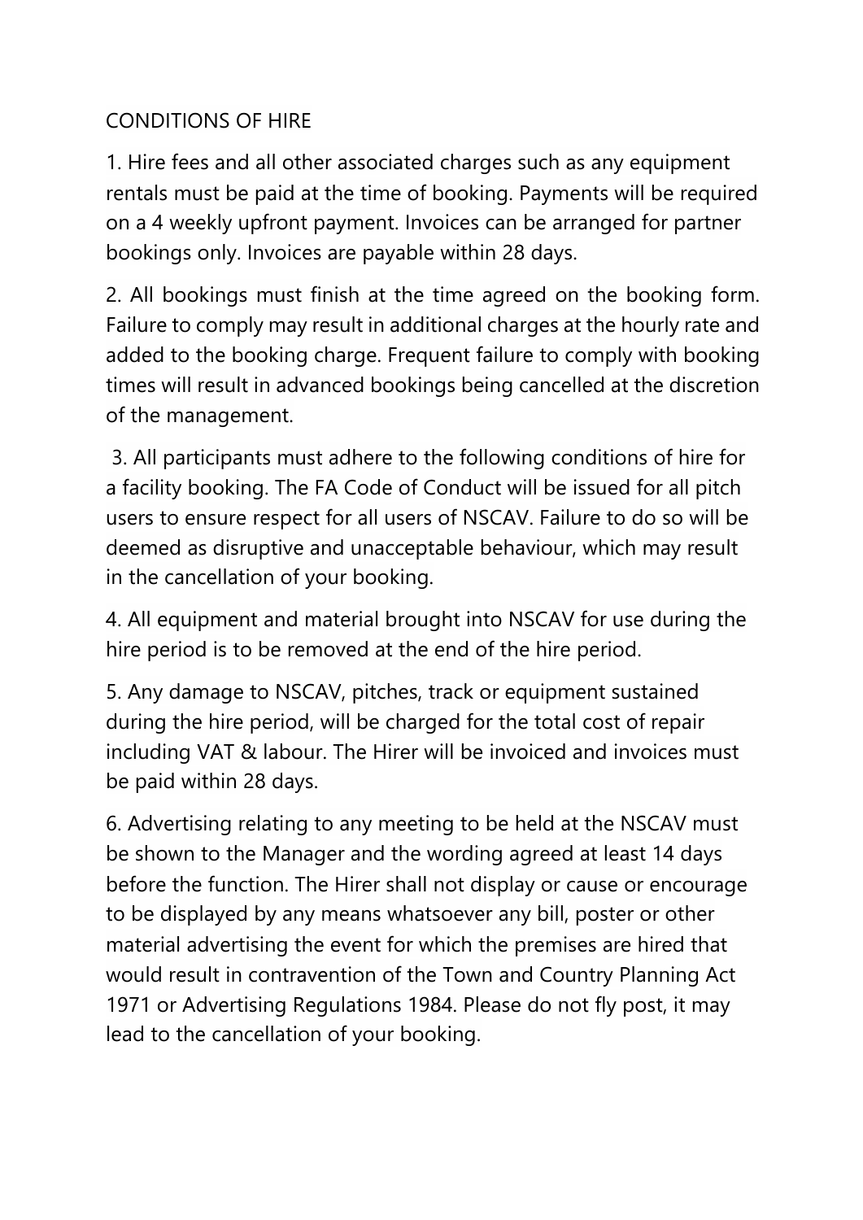# CONDITIONS OF HIRE

1. Hire fees and all other associated charges such as any equipment rentals must be paid at the time of booking. Payments will be required on a 4 weekly upfront payment. Invoices can be arranged for partner bookings only. Invoices are payable within 28 days.

2. All bookings must finish at the time agreed on the booking form. Failure to comply may result in additional charges at the hourly rate and added to the booking charge. Frequent failure to comply with booking times will result in advanced bookings being cancelled at the discretion of the management.

3. All participants must adhere to the following conditions of hire for a facility booking. The FA Code of Conduct will be issued for all pitch users to ensure respect for all users of NSCAV. Failure to do so will be deemed as disruptive and unacceptable behaviour, which may result in the cancellation of your booking.

4. All equipment and material brought into NSCAV for use during the hire period is to be removed at the end of the hire period.

5. Any damage to NSCAV, pitches, track or equipment sustained during the hire period, will be charged for the total cost of repair including VAT & labour. The Hirer will be invoiced and invoices must be paid within 28 days.

6. Advertising relating to any meeting to be held at the NSCAV must be shown to the Manager and the wording agreed at least 14 days before the function. The Hirer shall not display or cause or encourage to be displayed by any means whatsoever any bill, poster or other material advertising the event for which the premises are hired that would result in contravention of the Town and Country Planning Act 1971 or Advertising Regulations 1984. Please do not fly post, it may lead to the cancellation of your booking.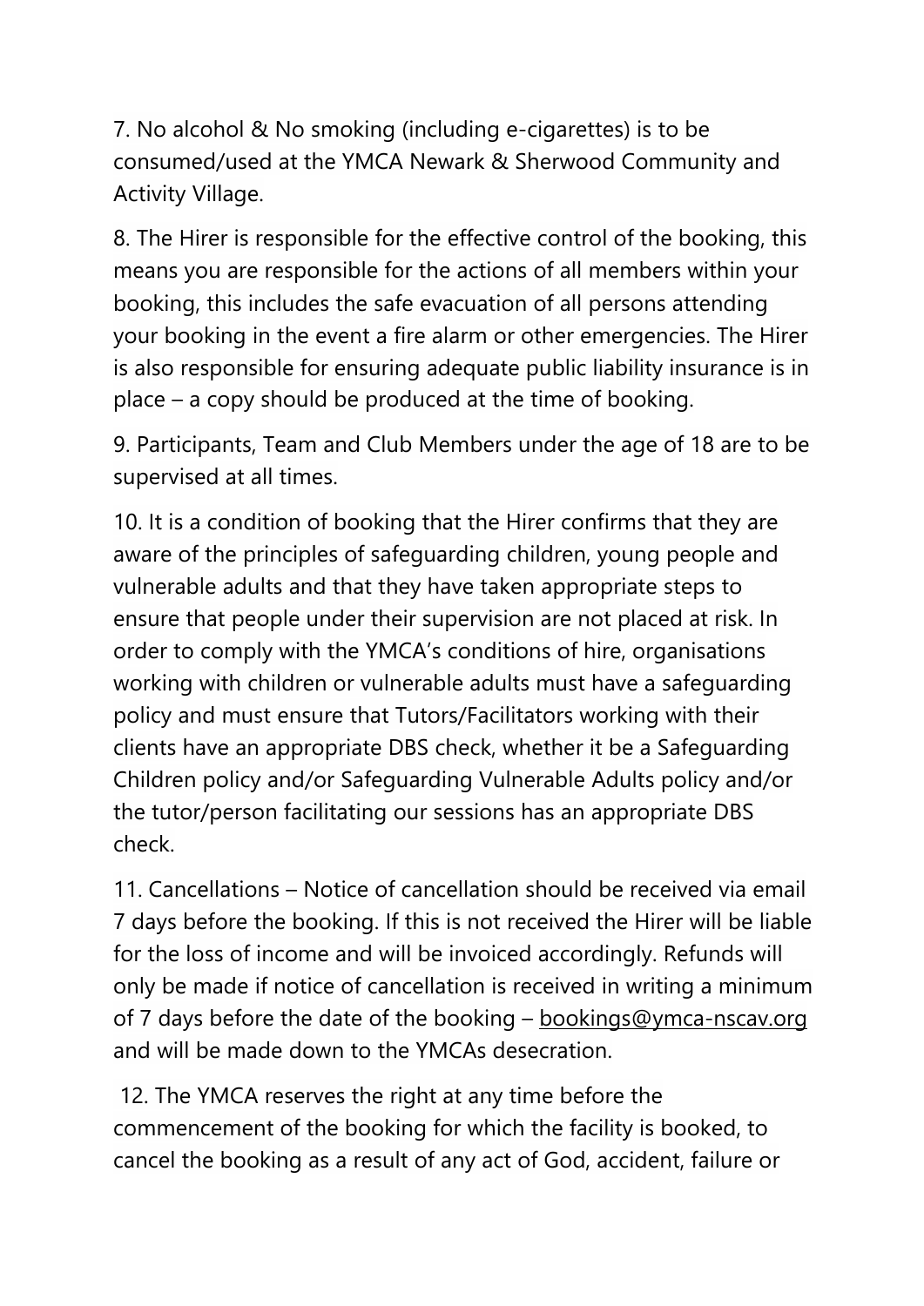7. No alcohol & No smoking (including e-cigarettes) is to be consumed/used at the YMCA Newark & Sherwood Community and Activity Village.

8. The Hirer is responsible for the effective control of the booking, this means you are responsible for the actions of all members within your booking, this includes the safe evacuation of all persons attending your booking in the event a fire alarm or other emergencies. The Hirer is also responsible for ensuring adequate public liability insurance is in place – a copy should be produced at the time of booking.

9. Participants, Team and Club Members under the age of 18 are to be supervised at all times.

10. It is a condition of booking that the Hirer confirms that they are aware of the principles of safeguarding children, young people and vulnerable adults and that they have taken appropriate steps to ensure that people under their supervision are not placed at risk. In order to comply with the YMCA's conditions of hire, organisations working with children or vulnerable adults must have a safeguarding policy and must ensure that Tutors/Facilitators working with their clients have an appropriate DBS check, whether it be a Safeguarding Children policy and/or Safeguarding Vulnerable Adults policy and/or the tutor/person facilitating our sessions has an appropriate DBS check.

11. Cancellations – Notice of cancellation should be received via email 7 days before the booking. If this is not received the Hirer will be liable for the loss of income and will be invoiced accordingly. Refunds will only be made if notice of cancellation is received in writing a minimum of 7 days before the date of the booking – bookings@ymca-nscav.org and will be made down to the YMCAs desecration.

12. The YMCA reserves the right at any time before the commencement of the booking for which the facility is booked, to cancel the booking as a result of any act of God, accident, failure or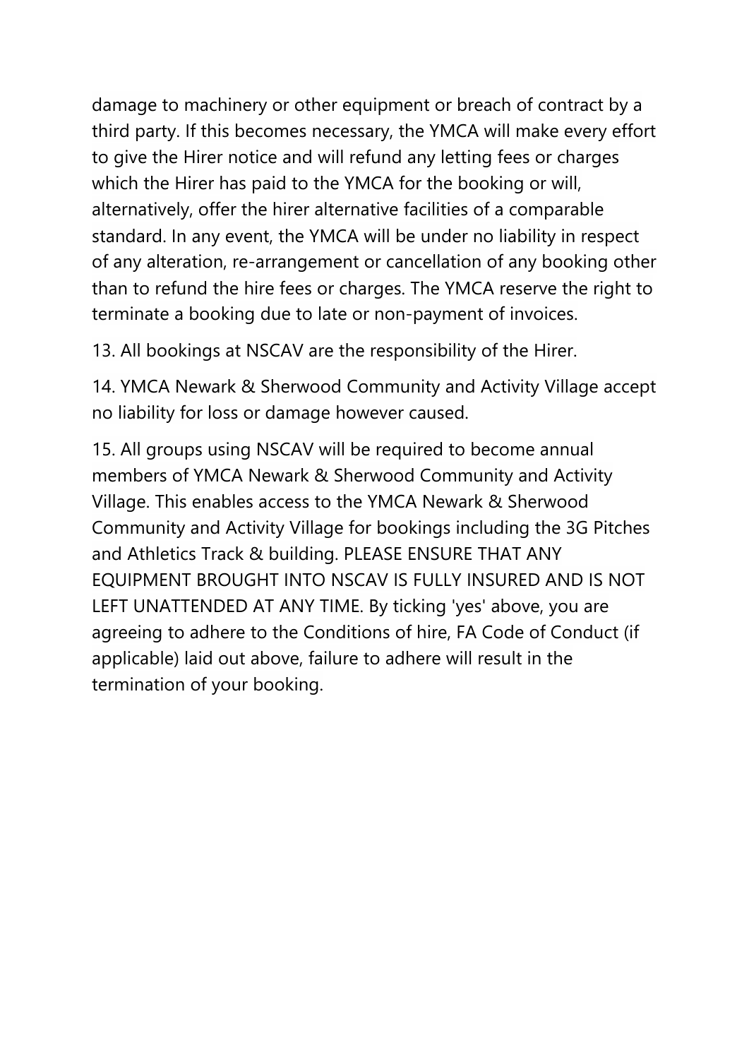damage to machinery or other equipment or breach of contract by a third party. If this becomes necessary, the YMCA will make every effort to give the Hirer notice and will refund any letting fees or charges which the Hirer has paid to the YMCA for the booking or will, alternatively, offer the hirer alternative facilities of a comparable standard. In any event, the YMCA will be under no liability in respect of any alteration, re-arrangement or cancellation of any booking other than to refund the hire fees or charges. The YMCA reserve the right to terminate a booking due to late or non-payment of invoices.

13. All bookings at NSCAV are the responsibility of the Hirer.

14. YMCA Newark & Sherwood Community and Activity Village accept no liability for loss or damage however caused.

15. All groups using NSCAV will be required to become annual members of YMCA Newark & Sherwood Community and Activity Village. This enables access to the YMCA Newark & Sherwood Community and Activity Village for bookings including the 3G Pitches and Athletics Track & building. PLEASE ENSURE THAT ANY EQUIPMENT BROUGHT INTO NSCAV IS FULLY INSURED AND IS NOT LEFT UNATTENDED AT ANY TIME. By ticking 'yes' above, you are agreeing to adhere to the Conditions of hire, FA Code of Conduct (if applicable) laid out above, failure to adhere will result in the termination of your booking.